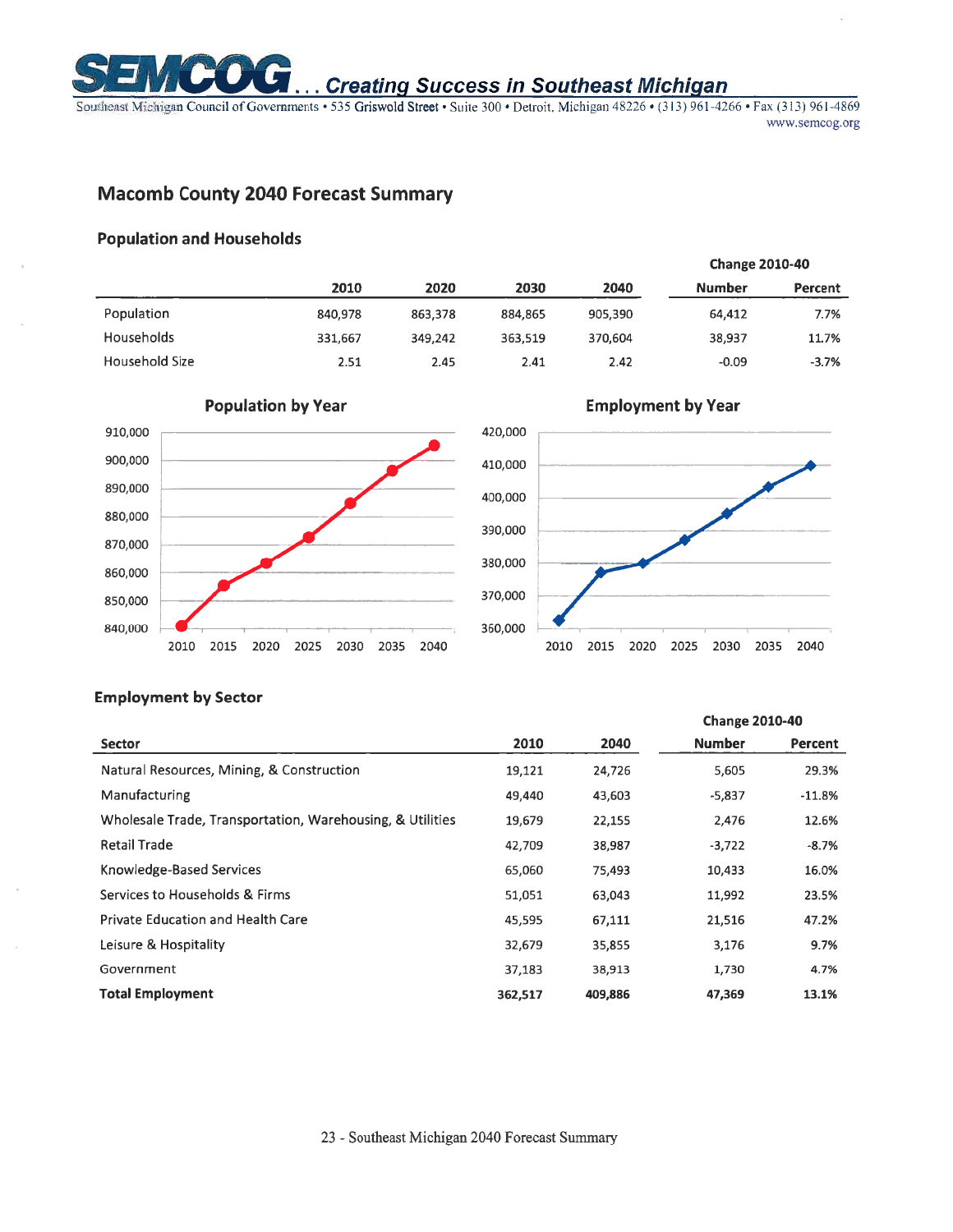**SEMCOG . . . Creating Success in Southeast Michigan**

Southeast Michigan Council of Governments • 535 Griswold Street • Suite 300 • Detroit, Michigan 48226 • (313) 961-4266 • Fax (313) 961-4869
www.semcog.org

## Macomb County 2040 Forecast Summary

### Population and Households

| | 2010 | 2020 | 2030 | 2040 | Change 2010-40 Number | Change 2010-40 Percent |
|---|---|---|---|---|---|---|
| Population | 840,978 | 863,378 | 884,865 | 905,390 | 64,412 | 7.7% |
| Households | 331,667 | 349,242 | 363,519 | 370,604 | 38,937 | 11.7% |
| Household Size | 2.51 | 2.45 | 2.41 | 2.42 | -0.09 | -3.7% |

**Population by Year**

**Employment by Year**

### Employment by Sector

| Sector | 2010 | 2040 | Change 2010-40 Number | Change 2010-40 Percent |
|---|---|---|---|---|
| Natural Resources, Mining, & Construction | 19,121 | 24,726 | 5,605 | 29.3% |
| Manufacturing | 49,440 | 43,603 | -5,837 | -11.8% |
| Wholesale Trade, Transportation, Warehousing, & Utilities | 19,679 | 22,155 | 2,476 | 12.6% |
| Retail Trade | 42,709 | 38,987 | -3,722 | -8.7% |
| Knowledge-Based Services | 65,060 | 75,493 | 10,433 | 16.0% |
| Services to Households & Firms | 51,051 | 63,043 | 11,992 | 23.5% |
| Private Education and Health Care | 45,595 | 67,111 | 21,516 | 47.2% |
| Leisure & Hospitality | 32,679 | 35,855 | 3,176 | 9.7% |
| Government | 37,183 | 38,913 | 1,730 | 4.7% |
| **Total Employment** | **362,517** | **409,886** | **47,369** | **13.1%** |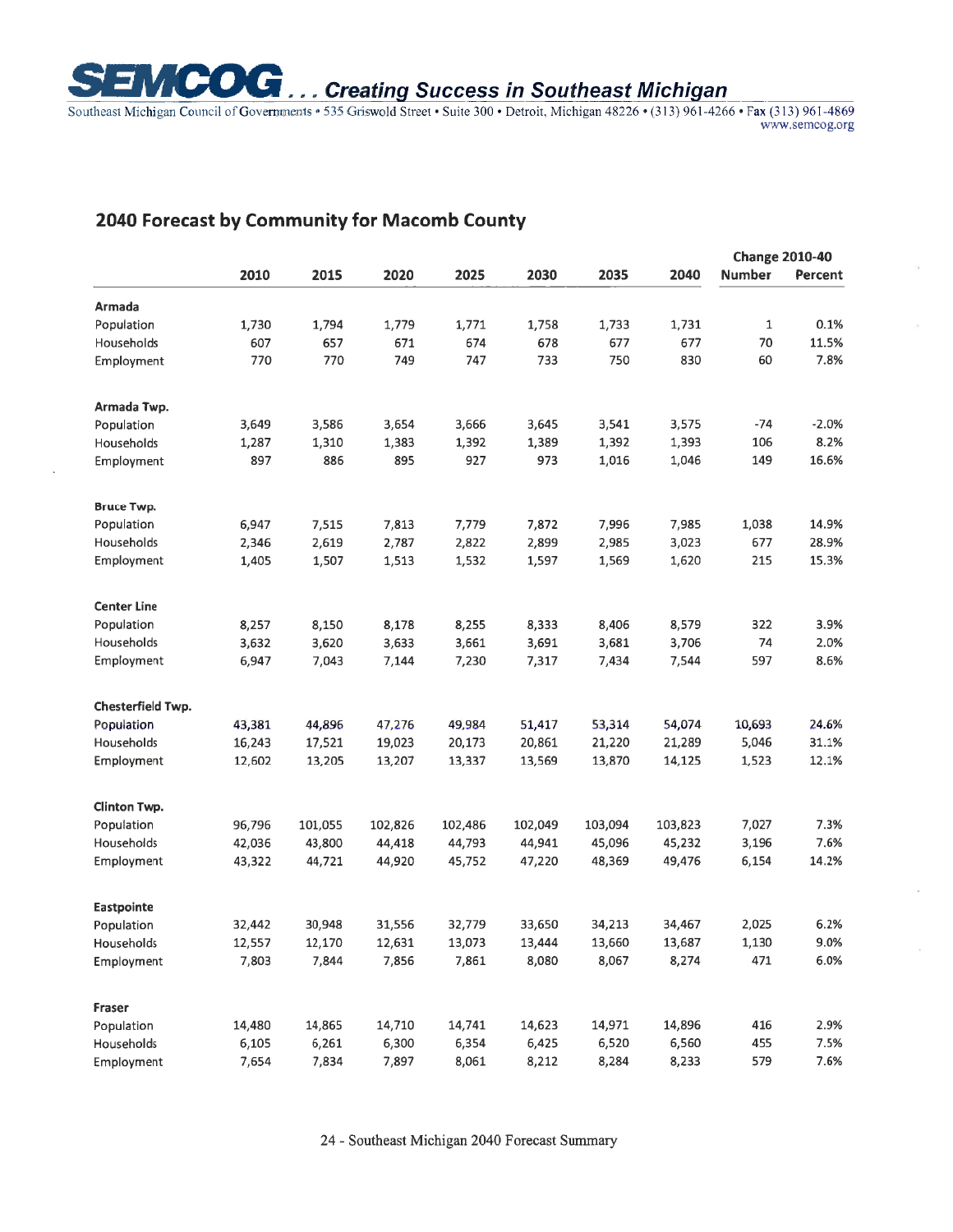## 2040 Forecast by Community for Macomb County

| | 2010 | 2015 | 2020 | 2025 | 2030 | 2035 | 2040 | Change 2010-40 Number | Change 2010-40 Percent |
|---|---|---|---|---|---|---|---|---|---|
| **Armada** | | | | | | | | | |
| Population | 1,730 | 1,794 | 1,779 | 1,771 | 1,758 | 1,733 | 1,731 | 1 | 0.1% |
| Households | 607 | 657 | 671 | 674 | 678 | 677 | 677 | 70 | 11.5% |
| Employment | 770 | 770 | 749 | 747 | 733 | 750 | 830 | 60 | 7.8% |
| **Armada Twp.** | | | | | | | | | |
| Population | 3,649 | 3,586 | 3,654 | 3,666 | 3,645 | 3,541 | 3,575 | -74 | -2.0% |
| Households | 1,287 | 1,310 | 1,383 | 1,392 | 1,389 | 1,392 | 1,393 | 106 | 8.2% |
| Employment | 897 | 886 | 895 | 927 | 973 | 1,016 | 1,046 | 149 | 16.6% |
| **Bruce Twp.** | | | | | | | | | |
| Population | 6,947 | 7,515 | 7,813 | 7,779 | 7,872 | 7,996 | 7,985 | 1,038 | 14.9% |
| Households | 2,346 | 2,619 | 2,787 | 2,822 | 2,899 | 2,985 | 3,023 | 677 | 28.9% |
| Employment | 1,405 | 1,507 | 1,513 | 1,532 | 1,597 | 1,569 | 1,620 | 215 | 15.3% |
| **Center Line** | | | | | | | | | |
| Population | 8,257 | 8,150 | 8,178 | 8,255 | 8,333 | 8,406 | 8,579 | 322 | 3.9% |
| Households | 3,632 | 3,620 | 3,633 | 3,661 | 3,691 | 3,681 | 3,706 | 74 | 2.0% |
| Employment | 6,947 | 7,043 | 7,144 | 7,230 | 7,317 | 7,434 | 7,544 | 597 | 8.6% |
| **Chesterfield Twp.** | | | | | | | | | |
| Population | 43,381 | 44,896 | 47,276 | 49,984 | 51,417 | 53,314 | 54,074 | 10,693 | 24.6% |
| Households | 16,243 | 17,521 | 19,023 | 20,173 | 20,861 | 21,220 | 21,289 | 5,046 | 31.1% |
| Employment | 12,602 | 13,205 | 13,207 | 13,337 | 13,569 | 13,870 | 14,125 | 1,523 | 12.1% |
| **Clinton Twp.** | | | | | | | | | |
| Population | 96,796 | 101,055 | 102,826 | 102,486 | 102,049 | 103,094 | 103,823 | 7,027 | 7.3% |
| Households | 42,036 | 43,800 | 44,418 | 44,793 | 44,941 | 45,096 | 45,232 | 3,196 | 7.6% |
| Employment | 43,322 | 44,721 | 44,920 | 45,752 | 47,220 | 48,369 | 49,476 | 6,154 | 14.2% |
| **Eastpointe** | | | | | | | | | |
| Population | 32,442 | 30,948 | 31,556 | 32,779 | 33,650 | 34,213 | 34,467 | 2,025 | 6.2% |
| Households | 12,557 | 12,170 | 12,631 | 13,073 | 13,444 | 13,660 | 13,687 | 1,130 | 9.0% |
| Employment | 7,803 | 7,844 | 7,856 | 7,861 | 8,080 | 8,067 | 8,274 | 471 | 6.0% |
| **Fraser** | | | | | | | | | |
| Population | 14,480 | 14,865 | 14,710 | 14,741 | 14,623 | 14,971 | 14,896 | 416 | 2.9% |
| Households | 6,105 | 6,261 | 6,300 | 6,354 | 6,425 | 6,520 | 6,560 | 455 | 7.5% |
| Employment | 7,654 | 7,834 | 7,897 | 8,061 | 8,212 | 8,284 | 8,233 | 579 | 7.6% |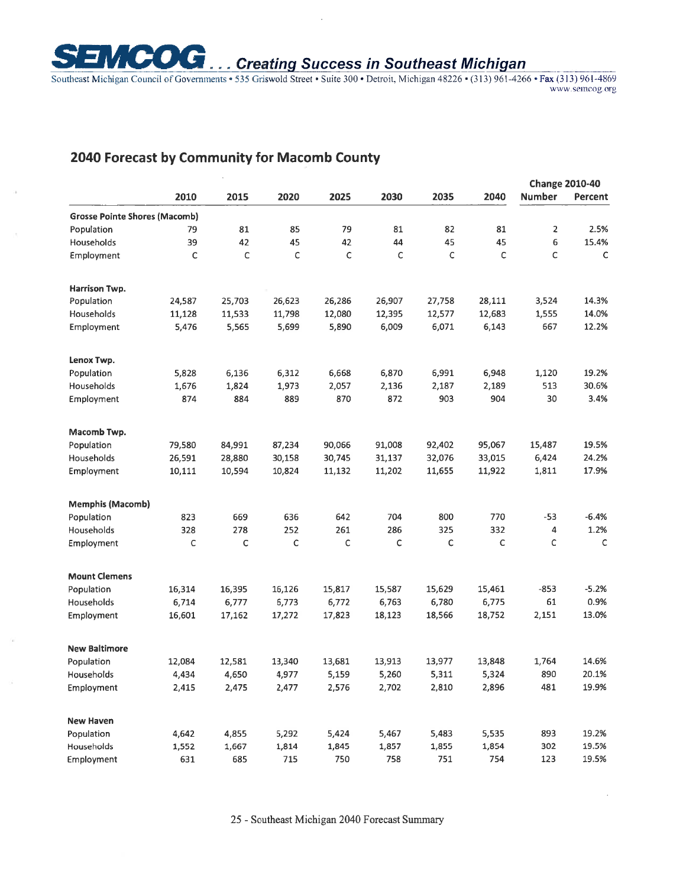**SEMCOG** *. . . Creating Success in Southeast Michigan*

Southeast Michigan Council of Governments • 535 Griswold Street • Suite 300 • Detroit, Michigan 48226 • (313) 961-4266 • Fax (313) 961-4869
www.semcog.org

## 2040 Forecast by Community for Macomb County

| | 2010 | 2015 | 2020 | 2025 | 2030 | 2035 | 2040 | Change 2010-40 Number | Change 2010-40 Percent |
|---|---|---|---|---|---|---|---|---|---|
| **Grosse Pointe Shores (Macomb)** | | | | | | | | | |
| Population | 79 | 81 | 85 | 79 | 81 | 82 | 81 | 2 | 2.5% |
| Households | 39 | 42 | 45 | 42 | 44 | 45 | 45 | 6 | 15.4% |
| Employment | C | C | C | C | C | C | C | C | C |
| **Harrison Twp.** | | | | | | | | | |
| Population | 24,587 | 25,703 | 26,623 | 26,286 | 26,907 | 27,758 | 28,111 | 3,524 | 14.3% |
| Households | 11,128 | 11,533 | 11,798 | 12,080 | 12,395 | 12,577 | 12,683 | 1,555 | 14.0% |
| Employment | 5,476 | 5,565 | 5,699 | 5,890 | 6,009 | 6,071 | 6,143 | 667 | 12.2% |
| **Lenox Twp.** | | | | | | | | | |
| Population | 5,828 | 6,136 | 6,312 | 6,668 | 6,870 | 6,991 | 6,948 | 1,120 | 19.2% |
| Households | 1,676 | 1,824 | 1,973 | 2,057 | 2,136 | 2,187 | 2,189 | 513 | 30.6% |
| Employment | 874 | 884 | 889 | 870 | 872 | 903 | 904 | 30 | 3.4% |
| **Macomb Twp.** | | | | | | | | | |
| Population | 79,580 | 84,991 | 87,234 | 90,066 | 91,008 | 92,402 | 95,067 | 15,487 | 19.5% |
| Households | 26,591 | 28,880 | 30,158 | 30,745 | 31,137 | 32,076 | 33,015 | 6,424 | 24.2% |
| Employment | 10,111 | 10,594 | 10,824 | 11,132 | 11,202 | 11,655 | 11,922 | 1,811 | 17.9% |
| **Memphis (Macomb)** | | | | | | | | | |
| Population | 823 | 669 | 636 | 642 | 704 | 800 | 770 | -53 | -6.4% |
| Households | 328 | 278 | 252 | 261 | 286 | 325 | 332 | 4 | 1.2% |
| Employment | C | C | C | C | C | C | C | C | C |
| **Mount Clemens** | | | | | | | | | |
| Population | 16,314 | 16,395 | 16,126 | 15,817 | 15,587 | 15,629 | 15,461 | -853 | -5.2% |
| Households | 6,714 | 6,777 | 6,773 | 6,772 | 6,763 | 6,780 | 6,775 | 61 | 0.9% |
| Employment | 16,601 | 17,162 | 17,272 | 17,823 | 18,123 | 18,566 | 18,752 | 2,151 | 13.0% |
| **New Baltimore** | | | | | | | | | |
| Population | 12,084 | 12,581 | 13,340 | 13,681 | 13,913 | 13,977 | 13,848 | 1,764 | 14.6% |
| Households | 4,434 | 4,650 | 4,977 | 5,159 | 5,260 | 5,311 | 5,324 | 890 | 20.1% |
| Employment | 2,415 | 2,475 | 2,477 | 2,576 | 2,702 | 2,810 | 2,896 | 481 | 19.9% |
| **New Haven** | | | | | | | | | |
| Population | 4,642 | 4,855 | 5,292 | 5,424 | 5,467 | 5,483 | 5,535 | 893 | 19.2% |
| Households | 1,552 | 1,667 | 1,814 | 1,845 | 1,857 | 1,855 | 1,854 | 302 | 19.5% |
| Employment | 631 | 685 | 715 | 750 | 758 | 751 | 754 | 123 | 19.5% |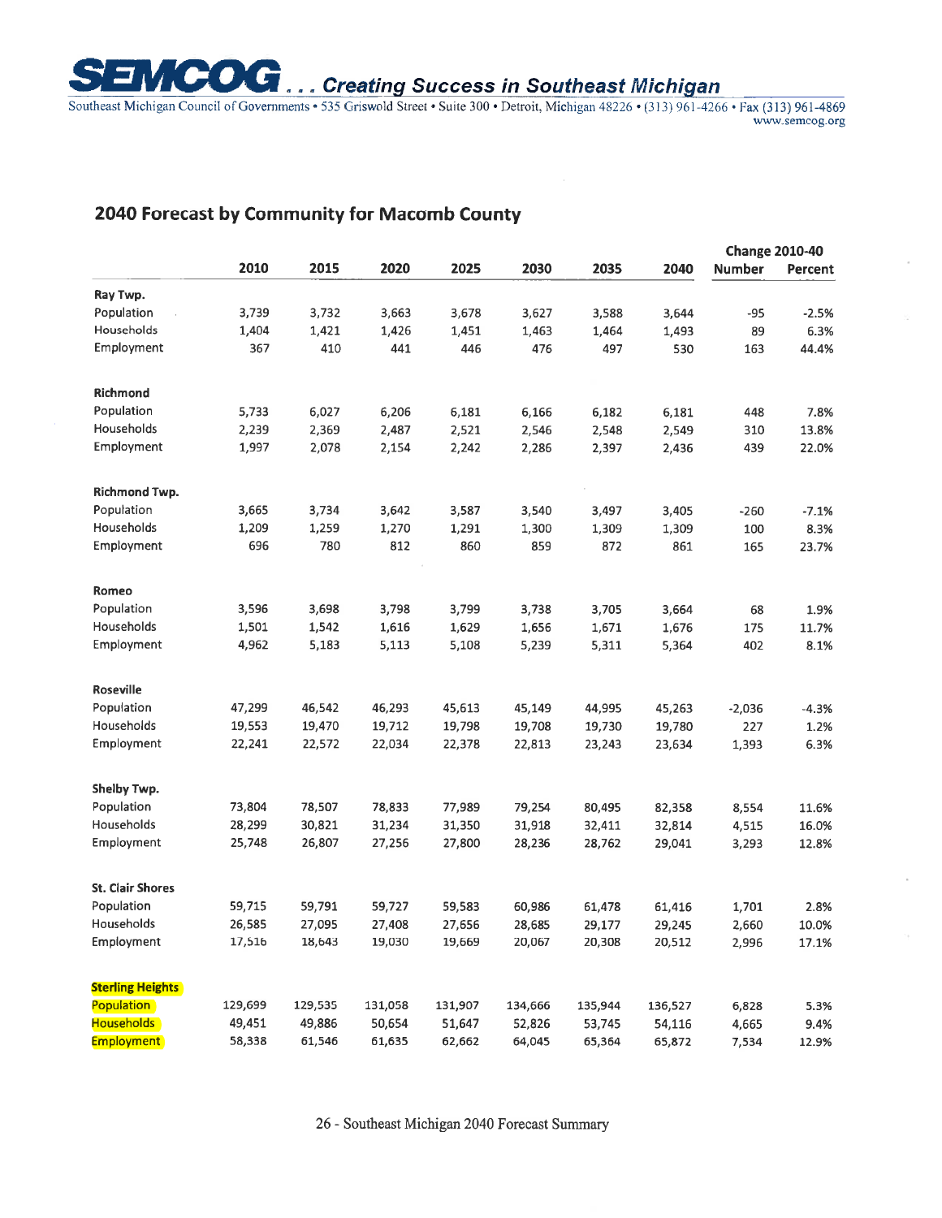**SEMCOG** *. . . Creating Success in Southeast Michigan*

Southeast Michigan Council of Governments • 535 Griswold Street • Suite 300 • Detroit, Michigan 48226 • (313) 961-4266 • Fax (313) 961-4869
www.semcog.org

## 2040 Forecast by Community for Macomb County

| | 2010 | 2015 | 2020 | 2025 | 2030 | 2035 | 2040 | Change 2010-40 | |
|---|---|---|---|---|---|---|---|---|---|
| | | | | | | | | Number | Percent |
| **Ray Twp.** | | | | | | | | | |
| Population | 3,739 | 3,732 | 3,663 | 3,678 | 3,627 | 3,588 | 3,644 | -95 | -2.5% |
| Households | 1,404 | 1,421 | 1,426 | 1,451 | 1,463 | 1,464 | 1,493 | 89 | 6.3% |
| Employment | 367 | 410 | 441 | 446 | 476 | 497 | 530 | 163 | 44.4% |
| **Richmond** | | | | | | | | | |
| Population | 5,733 | 6,027 | 6,206 | 6,181 | 6,166 | 6,182 | 6,181 | 448 | 7.8% |
| Households | 2,239 | 2,369 | 2,487 | 2,521 | 2,546 | 2,548 | 2,549 | 310 | 13.8% |
| Employment | 1,997 | 2,078 | 2,154 | 2,242 | 2,286 | 2,397 | 2,436 | 439 | 22.0% |
| **Richmond Twp.** | | | | | | | | | |
| Population | 3,665 | 3,734 | 3,642 | 3,587 | 3,540 | 3,497 | 3,405 | -260 | -7.1% |
| Households | 1,209 | 1,259 | 1,270 | 1,291 | 1,300 | 1,309 | 1,309 | 100 | 8.3% |
| Employment | 696 | 780 | 812 | 860 | 859 | 872 | 861 | 165 | 23.7% |
| **Romeo** | | | | | | | | | |
| Population | 3,596 | 3,698 | 3,798 | 3,799 | 3,738 | 3,705 | 3,664 | 68 | 1.9% |
| Households | 1,501 | 1,542 | 1,616 | 1,629 | 1,656 | 1,671 | 1,676 | 175 | 11.7% |
| Employment | 4,962 | 5,183 | 5,113 | 5,108 | 5,239 | 5,311 | 5,364 | 402 | 8.1% |
| **Roseville** | | | | | | | | | |
| Population | 47,299 | 46,542 | 46,293 | 45,613 | 45,149 | 44,995 | 45,263 | -2,036 | -4.3% |
| Households | 19,553 | 19,470 | 19,712 | 19,798 | 19,708 | 19,730 | 19,780 | 227 | 1.2% |
| Employment | 22,241 | 22,572 | 22,034 | 22,378 | 22,813 | 23,243 | 23,634 | 1,393 | 6.3% |
| **Shelby Twp.** | | | | | | | | | |
| Population | 73,804 | 78,507 | 78,833 | 77,989 | 79,254 | 80,495 | 82,358 | 8,554 | 11.6% |
| Households | 28,299 | 30,821 | 31,234 | 31,350 | 31,918 | 32,411 | 32,814 | 4,515 | 16.0% |
| Employment | 25,748 | 26,807 | 27,256 | 27,800 | 28,236 | 28,762 | 29,041 | 3,293 | 12.8% |
| **St. Clair Shores** | | | | | | | | | |
| Population | 59,715 | 59,791 | 59,727 | 59,583 | 60,986 | 61,478 | 61,416 | 1,701 | 2.8% |
| Households | 26,585 | 27,095 | 27,408 | 27,656 | 28,685 | 29,177 | 29,245 | 2,660 | 10.0% |
| Employment | 17,516 | 18,643 | 19,030 | 19,669 | 20,067 | 20,308 | 20,512 | 2,996 | 17.1% |
| **Sterling Heights** | | | | | | | | | |
| Population | 129,699 | 129,535 | 131,058 | 131,907 | 134,666 | 135,944 | 136,527 | 6,828 | 5.3% |
| Households | 49,451 | 49,886 | 50,654 | 51,647 | 52,826 | 53,745 | 54,116 | 4,665 | 9.4% |
| Employment | 58,338 | 61,546 | 61,635 | 62,662 | 64,045 | 65,364 | 65,872 | 7,534 | 12.9% |

26 - Southeast Michigan 2040 Forecast Summary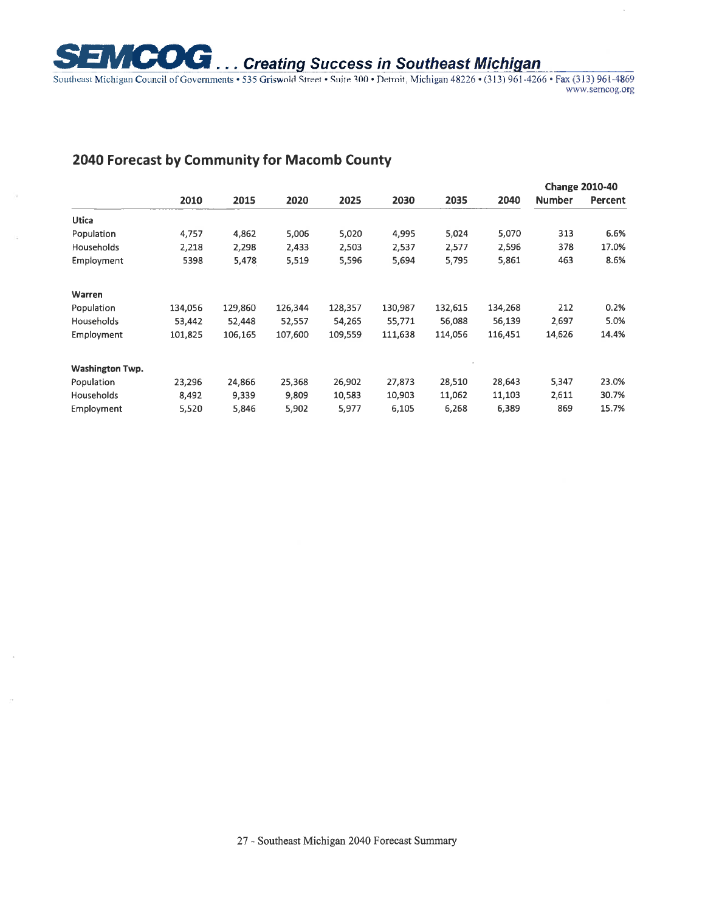## 2040 Forecast by Community for Macomb County

| | 2010 | 2015 | 2020 | 2025 | 2030 | 2035 | 2040 | Change 2010-40 | |
|---|---|---|---|---|---|---|---|---|---|
| | | | | | | | | Number | Percent |
| **Utica** | | | | | | | | | |
| Population | 4,757 | 4,862 | 5,006 | 5,020 | 4,995 | 5,024 | 5,070 | 313 | 6.6% |
| Households | 2,218 | 2,298 | 2,433 | 2,503 | 2,537 | 2,577 | 2,596 | 378 | 17.0% |
| Employment | 5398 | 5,478 | 5,519 | 5,596 | 5,694 | 5,795 | 5,861 | 463 | 8.6% |
| **Warren** | | | | | | | | | |
| Population | 134,056 | 129,860 | 126,344 | 128,357 | 130,987 | 132,615 | 134,268 | 212 | 0.2% |
| Households | 53,442 | 52,448 | 52,557 | 54,265 | 55,771 | 56,088 | 56,139 | 2,697 | 5.0% |
| Employment | 101,825 | 106,165 | 107,600 | 109,559 | 111,638 | 114,056 | 116,451 | 14,626 | 14.4% |
| **Washington Twp.** | | | | | | | | | |
| Population | 23,296 | 24,866 | 25,368 | 26,902 | 27,873 | 28,510 | 28,643 | 5,347 | 23.0% |
| Households | 8,492 | 9,339 | 9,809 | 10,583 | 10,903 | 11,062 | 11,103 | 2,611 | 30.7% |
| Employment | 5,520 | 5,846 | 5,902 | 5,977 | 6,105 | 6,268 | 6,389 | 869 | 15.7% |